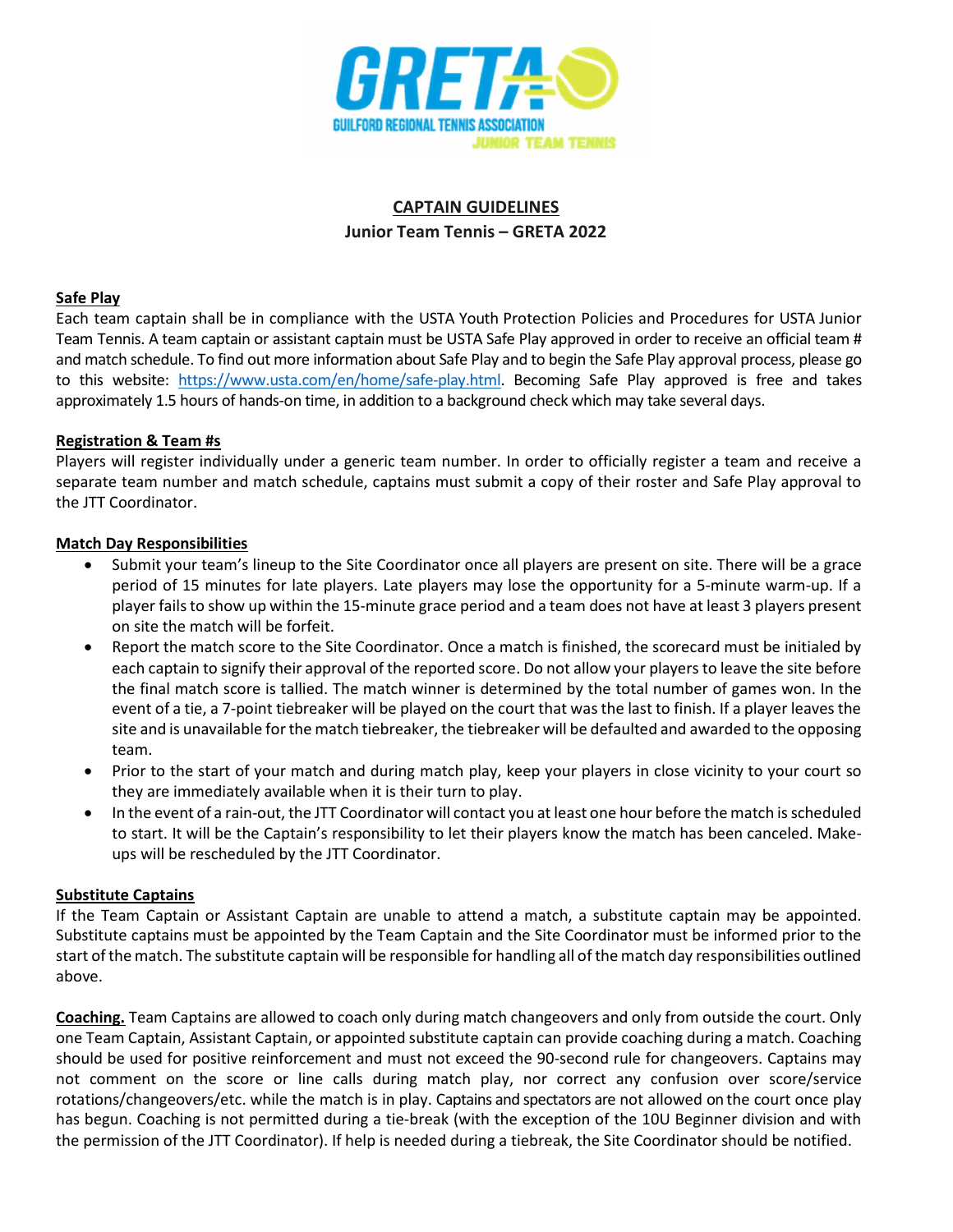GRETA

GUILFORD REGIONAL TENNIS ASSOCIATION

JUNIOR TEAM TENNIS

# CAPTAIN GUIDELINES

## Junior Team Tennis – GRETA 2022

**Safe Play**

Each team captain shall be in compliance with the USTA Youth Protection Policies and Procedures for USTA Junior Team Tennis. A team captain or assistant captain must be USTA Safe Play approved in order to receive an official team # and match schedule. To find out more information about Safe Play and to begin the Safe Play approval process, please go to this website: https://www.usta.com/en/home/safe-play.html. Becoming Safe Play approved is free and takes approximately 1.5 hours of hands-on time, in addition to a background check which may take several days.

**Registration & Team #s**

Players will register individually under a generic team number. In order to officially register a team and receive a separate team number and match schedule, captains must submit a copy of their roster and Safe Play approval to the JTT Coordinator.

**Match Day Responsibilities**

- Submit your team's lineup to the Site Coordinator once all players are present on site. There will be a grace period of 15 minutes for late players. Late players may lose the opportunity for a 5-minute warm-up. If a player fails to show up within the 15-minute grace period and a team does not have at least 3 players present on site the match will be forfeit.
- Report the match score to the Site Coordinator. Once a match is finished, the scorecard must be initialed by each captain to signify their approval of the reported score. Do not allow your players to leave the site before the final match score is tallied. The match winner is determined by the total number of games won. In the event of a tie, a 7-point tiebreaker will be played on the court that was the last to finish. If a player leaves the site and is unavailable for the match tiebreaker, the tiebreaker will be defaulted and awarded to the opposing team.
- Prior to the start of your match and during match play, keep your players in close vicinity to your court so they are immediately available when it is their turn to play.
- In the event of a rain-out, the JTT Coordinator will contact you at least one hour before the match is scheduled to start. It will be the Captain's responsibility to let their players know the match has been canceled. Make-ups will be rescheduled by the JTT Coordinator.

**Substitute Captains**

If the Team Captain or Assistant Captain are unable to attend a match, a substitute captain may be appointed. Substitute captains must be appointed by the Team Captain and the Site Coordinator must be informed prior to the start of the match. The substitute captain will be responsible for handling all of the match day responsibilities outlined above.

**Coaching.** Team Captains are allowed to coach only during match changeovers and only from outside the court. Only one Team Captain, Assistant Captain, or appointed substitute captain can provide coaching during a match. Coaching should be used for positive reinforcement and must not exceed the 90-second rule for changeovers. Captains may not comment on the score or line calls during match play, nor correct any confusion over score/service rotations/changeovers/etc. while the match is in play. Captains and spectators are not allowed on the court once play has begun. Coaching is not permitted during a tie-break (with the exception of the 10U Beginner division and with the permission of the JTT Coordinator). If help is needed during a tiebreak, the Site Coordinator should be notified.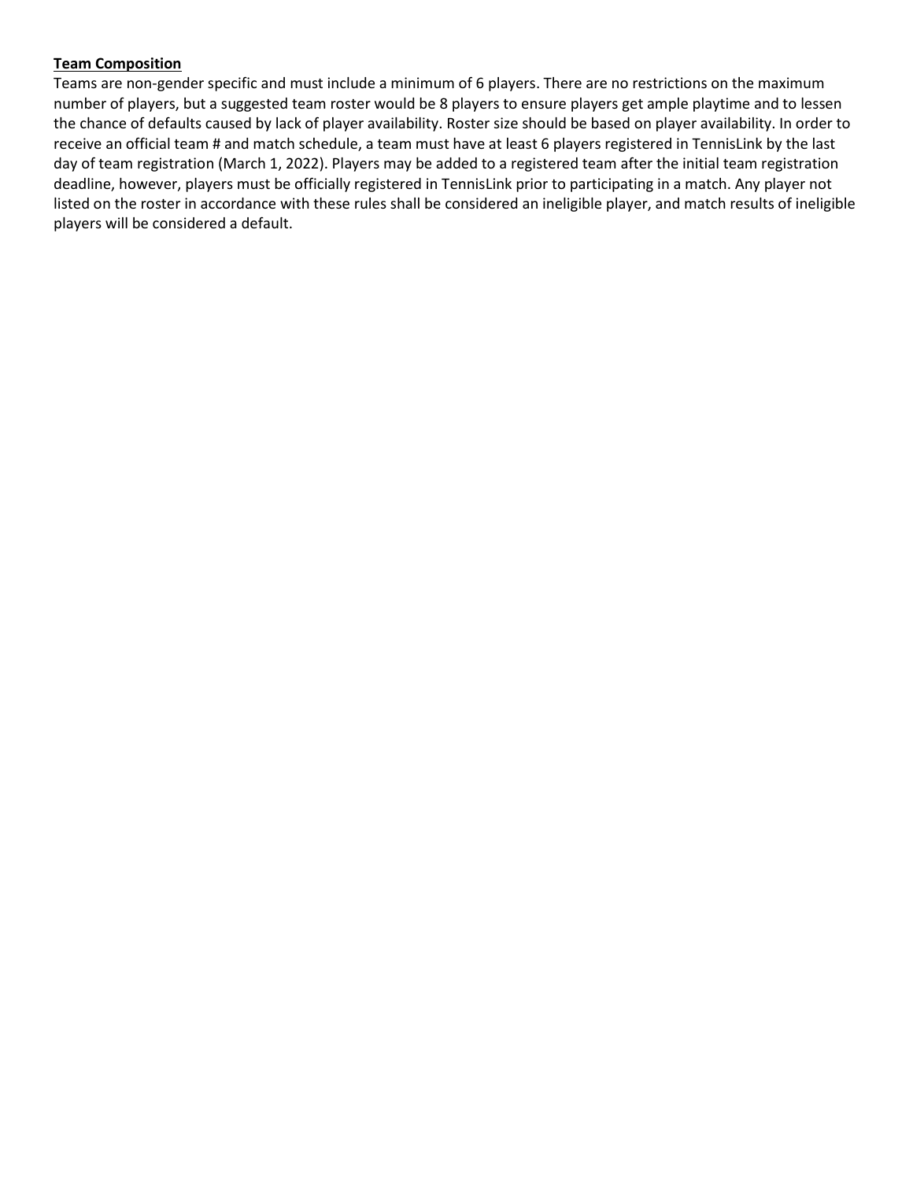**Team Composition**

Teams are non-gender specific and must include a minimum of 6 players. There are no restrictions on the maximum number of players, but a suggested team roster would be 8 players to ensure players get ample playtime and to lessen the chance of defaults caused by lack of player availability. Roster size should be based on player availability. In order to receive an official team # and match schedule, a team must have at least 6 players registered in TennisLink by the last day of team registration (March 1, 2022). Players may be added to a registered team after the initial team registration deadline, however, players must be officially registered in TennisLink prior to participating in a match. Any player not listed on the roster in accordance with these rules shall be considered an ineligible player, and match results of ineligible players will be considered a default.